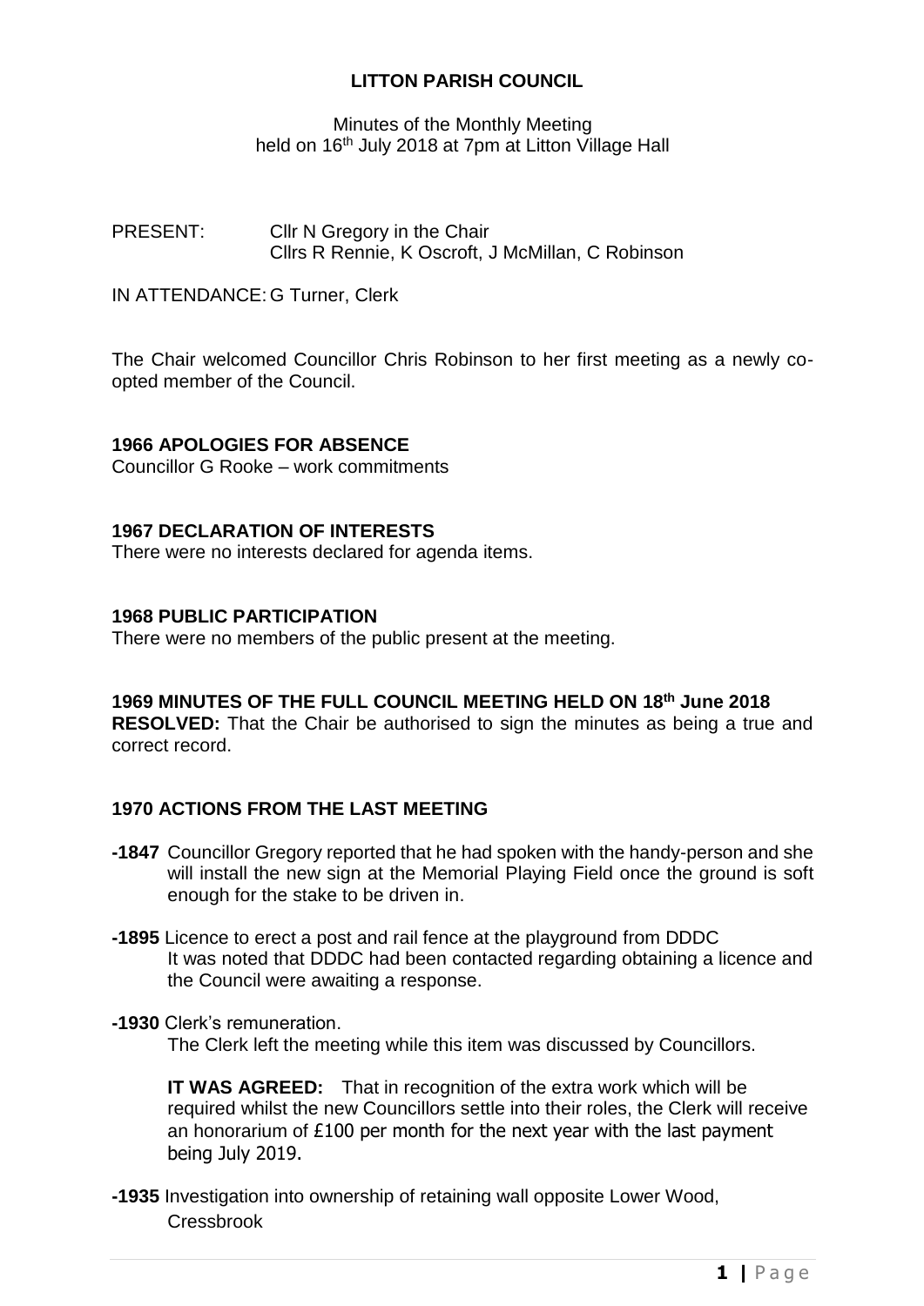# LITTON PARISH COUNCIL

Minutes of the Monthly Meeting
held on 16th July 2018 at 7pm at Litton Village Hall

PRESENT: Cllr N Gregory in the Chair
Cllrs R Rennie, K Oscroft, J McMillan, C Robinson

IN ATTENDANCE: G Turner, Clerk

The Chair welcomed Councillor Chris Robinson to her first meeting as a newly co-opted member of the Council.

**1966 APOLOGIES FOR ABSENCE**

Councillor G Rooke – work commitments

**1967 DECLARATION OF INTERESTS**

There were no interests declared for agenda items.

**1968 PUBLIC PARTICIPATION**

There were no members of the public present at the meeting.

**1969 MINUTES OF THE FULL COUNCIL MEETING HELD ON 18th June 2018**

**RESOLVED:** That the Chair be authorised to sign the minutes as being a true and correct record.

**1970 ACTIONS FROM THE LAST MEETING**

**-1847** Councillor Gregory reported that he had spoken with the handy-person and she will install the new sign at the Memorial Playing Field once the ground is soft enough for the stake to be driven in.

**-1895** Licence to erect a post and rail fence at the playground from DDDC
It was noted that DDDC had been contacted regarding obtaining a licence and the Council were awaiting a response.

**-1930** Clerk's remuneration.
The Clerk left the meeting while this item was discussed by Councillors.

**IT WAS AGREED:** That in recognition of the extra work which will be required whilst the new Councillors settle into their roles, the Clerk will receive an honorarium of £100 per month for the next year with the last payment being July 2019.

**-1935** Investigation into ownership of retaining wall opposite Lower Wood, Cressbrook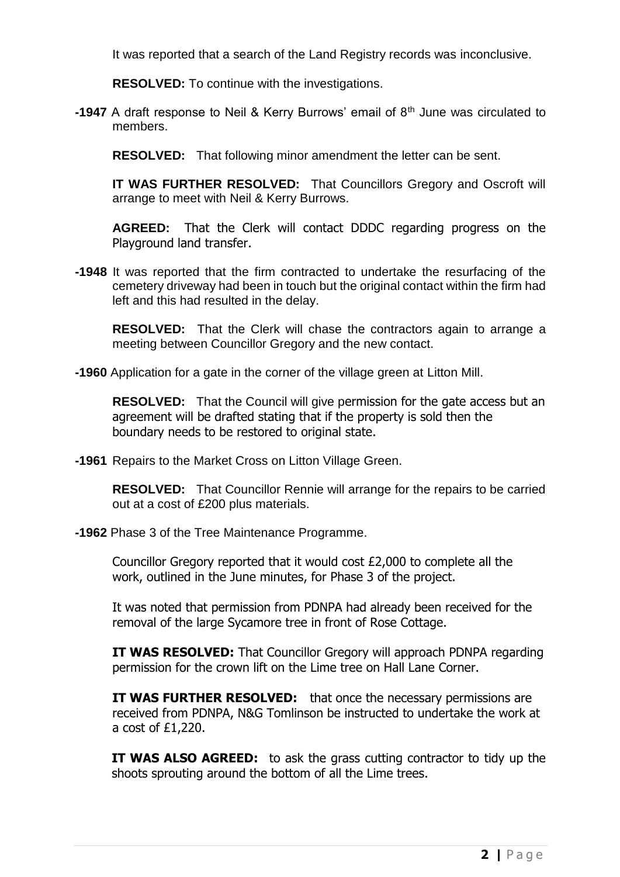It was reported that a search of the Land Registry records was inconclusive.

**RESOLVED:** To continue with the investigations.

**-1947** A draft response to Neil & Kerry Burrows' email of 8th June was circulated to members.

**RESOLVED:** That following minor amendment the letter can be sent.

**IT WAS FURTHER RESOLVED:** That Councillors Gregory and Oscroft will arrange to meet with Neil & Kerry Burrows.

**AGREED:** That the Clerk will contact DDDC regarding progress on the Playground land transfer.

**-1948** It was reported that the firm contracted to undertake the resurfacing of the cemetery driveway had been in touch but the original contact within the firm had left and this had resulted in the delay.

**RESOLVED:** That the Clerk will chase the contractors again to arrange a meeting between Councillor Gregory and the new contact.

**-1960** Application for a gate in the corner of the village green at Litton Mill.

**RESOLVED:** That the Council will give permission for the gate access but an agreement will be drafted stating that if the property is sold then the boundary needs to be restored to original state.

**-1961** Repairs to the Market Cross on Litton Village Green.

**RESOLVED:** That Councillor Rennie will arrange for the repairs to be carried out at a cost of £200 plus materials.

**-1962** Phase 3 of the Tree Maintenance Programme.

Councillor Gregory reported that it would cost £2,000 to complete all the work, outlined in the June minutes, for Phase 3 of the project.

It was noted that permission from PDNPA had already been received for the removal of the large Sycamore tree in front of Rose Cottage.

**IT WAS RESOLVED:** That Councillor Gregory will approach PDNPA regarding permission for the crown lift on the Lime tree on Hall Lane Corner.

**IT WAS FURTHER RESOLVED:** that once the necessary permissions are received from PDNPA, N&G Tomlinson be instructed to undertake the work at a cost of £1,220.

**IT WAS ALSO AGREED:** to ask the grass cutting contractor to tidy up the shoots sprouting around the bottom of all the Lime trees.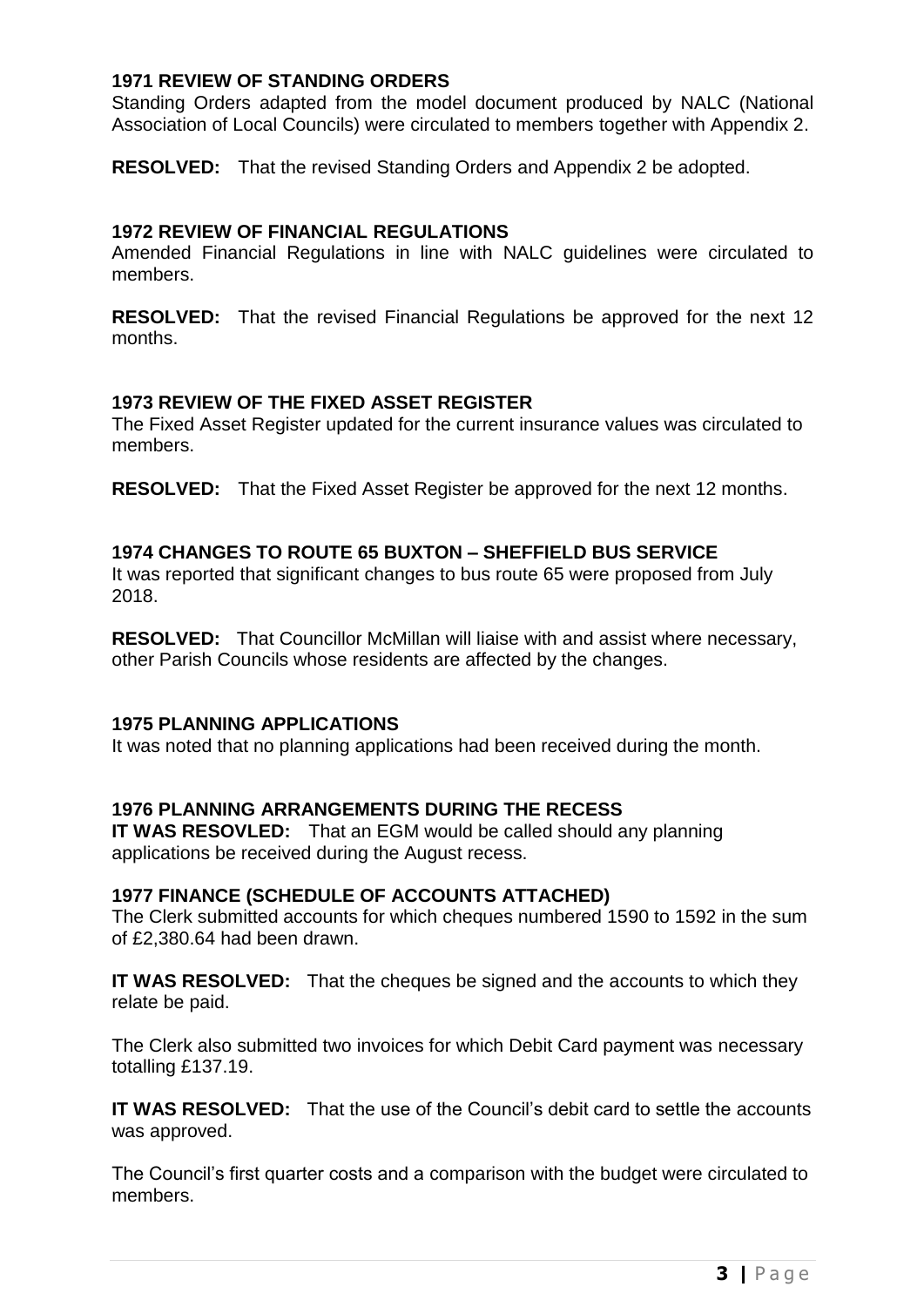**1971 REVIEW OF STANDING ORDERS**

Standing Orders adapted from the model document produced by NALC (National Association of Local Councils) were circulated to members together with Appendix 2.

**RESOLVED:** That the revised Standing Orders and Appendix 2 be adopted.

**1972 REVIEW OF FINANCIAL REGULATIONS**

Amended Financial Regulations in line with NALC guidelines were circulated to members.

**RESOLVED:** That the revised Financial Regulations be approved for the next 12 months.

**1973 REVIEW OF THE FIXED ASSET REGISTER**

The Fixed Asset Register updated for the current insurance values was circulated to members.

**RESOLVED:** That the Fixed Asset Register be approved for the next 12 months.

**1974 CHANGES TO ROUTE 65 BUXTON – SHEFFIELD BUS SERVICE**

It was reported that significant changes to bus route 65 were proposed from July 2018.

**RESOLVED:** That Councillor McMillan will liaise with and assist where necessary, other Parish Councils whose residents are affected by the changes.

**1975 PLANNING APPLICATIONS**

It was noted that no planning applications had been received during the month.

**1976 PLANNING ARRANGEMENTS DURING THE RECESS**

**IT WAS RESOVLED:** That an EGM would be called should any planning applications be received during the August recess.

**1977 FINANCE (SCHEDULE OF ACCOUNTS ATTACHED)**

The Clerk submitted accounts for which cheques numbered 1590 to 1592 in the sum of £2,380.64 had been drawn.

**IT WAS RESOLVED:** That the cheques be signed and the accounts to which they relate be paid.

The Clerk also submitted two invoices for which Debit Card payment was necessary totalling £137.19.

**IT WAS RESOLVED:** That the use of the Council's debit card to settle the accounts was approved.

The Council's first quarter costs and a comparison with the budget were circulated to members.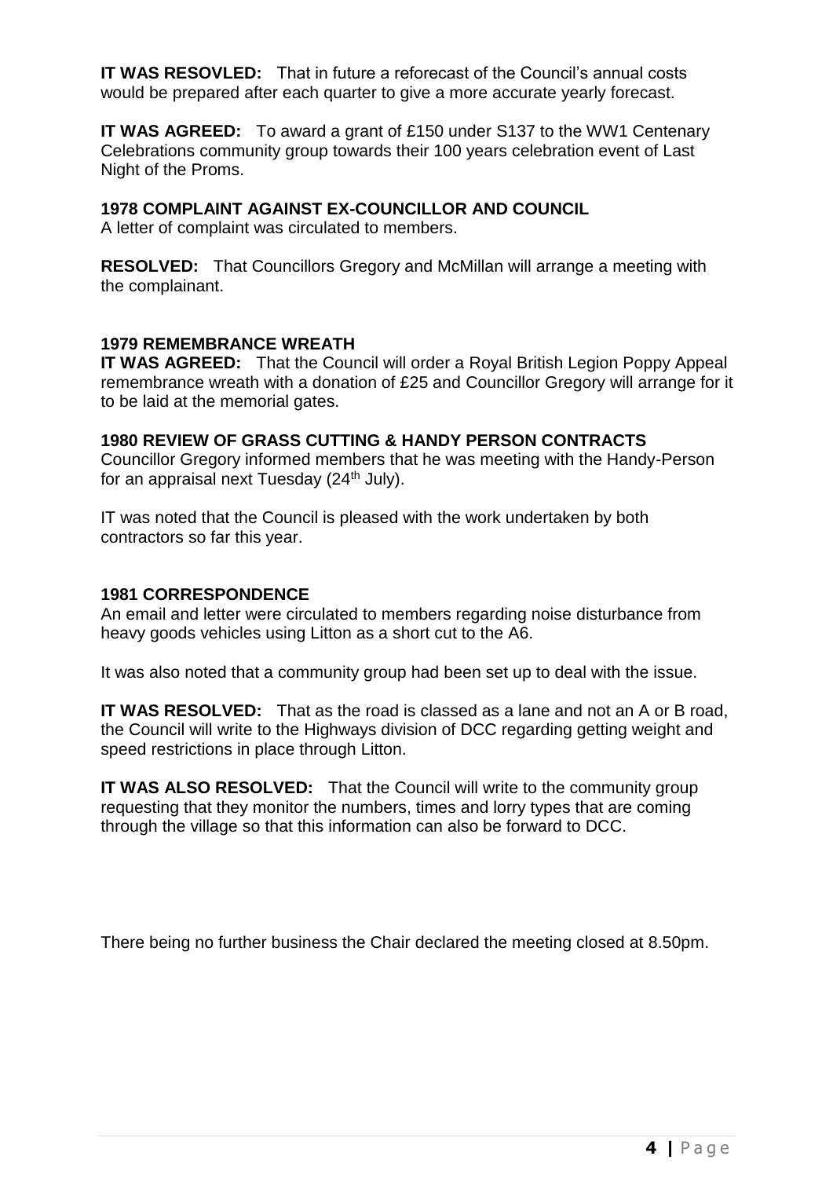**IT WAS RESOVLED:** That in future a reforecast of the Council's annual costs would be prepared after each quarter to give a more accurate yearly forecast.

**IT WAS AGREED:** To award a grant of £150 under S137 to the WW1 Centenary Celebrations community group towards their 100 years celebration event of Last Night of the Proms.

**1978 COMPLAINT AGAINST EX-COUNCILLOR AND COUNCIL**

A letter of complaint was circulated to members.

**RESOLVED:** That Councillors Gregory and McMillan will arrange a meeting with the complainant.

**1979 REMEMBRANCE WREATH**

**IT WAS AGREED:** That the Council will order a Royal British Legion Poppy Appeal remembrance wreath with a donation of £25 and Councillor Gregory will arrange for it to be laid at the memorial gates.

**1980 REVIEW OF GRASS CUTTING & HANDY PERSON CONTRACTS**

Councillor Gregory informed members that he was meeting with the Handy-Person for an appraisal next Tuesday (24th July).

IT was noted that the Council is pleased with the work undertaken by both contractors so far this year.

**1981 CORRESPONDENCE**

An email and letter were circulated to members regarding noise disturbance from heavy goods vehicles using Litton as a short cut to the A6.

It was also noted that a community group had been set up to deal with the issue.

**IT WAS RESOLVED:** That as the road is classed as a lane and not an A or B road, the Council will write to the Highways division of DCC regarding getting weight and speed restrictions in place through Litton.

**IT WAS ALSO RESOLVED:** That the Council will write to the community group requesting that they monitor the numbers, times and lorry types that are coming through the village so that this information can also be forward to DCC.

There being no further business the Chair declared the meeting closed at 8.50pm.